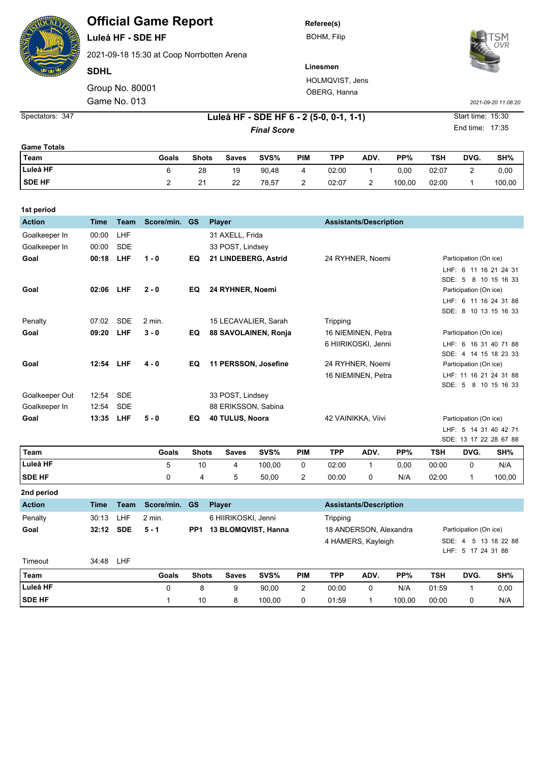# Official Game Report

**Luleå HF - SDE HF**

2021-09-18 15:30 at Coop Norrbotten Arena

**SDHL**

Group No. 80001

Game No. 013

**Referee(s)**

BOHM, Filip

**Linesmen**

HOLMQVIST, Jens

ÖBERG, Hanna

*2021-09-20 11:08:20*

Spectators: 347

**Luleå HF - SDE HF 6 - 2 (5-0, 0-1, 1-1)**

***Final Score***

Start time: 15:30

End time: 17:35

**Game Totals**

| Team | Goals | Shots | Saves | SVS% | PIM | TPP | ADV. | PP% | TSH | DVG. | SH% |
|---|---|---|---|---|---|---|---|---|---|---|---|
| Luleå HF | 6 | 28 | 19 | 90,48 | 4 | 02:00 | 1 | 0,00 | 02:07 | 2 | 0,00 |
| SDE HF | 2 | 21 | 22 | 78,57 | 2 | 02:07 | 2 | 100,00 | 02:00 | 1 | 100,00 |

**1st period**

| Action | Time | Team | Score/min. | GS | Player | Assistants/Description | Participation (On ice) |
|---|---|---|---|---|---|---|---|
| Goalkeeper In | 00:00 | LHF | | | 31 AXELL, Frida | | |
| Goalkeeper In | 00:00 | SDE | | | 33 POST, Lindsey | | |
| **Goal** | **00:18** | **LHF** | **1 - 0** | **EQ** | **21 LINDEBERG, Astrid** | 24 RYHNER, Noemi | LHF: 6 11 16 21 24 31<br>SDE: 5 8 10 15 16 33 |
| **Goal** | **02:06** | **LHF** | **2 - 0** | **EQ** | **24 RYHNER, Noemi** | | LHF: 6 11 16 24 31 88<br>SDE: 8 10 13 15 16 33 |
| Penalty | 07:02 | SDE | 2 min. | | 15 LECAVALIER, Sarah | Tripping | |
| **Goal** | **09:20** | **LHF** | **3 - 0** | **EQ** | **88 SAVOLAINEN, Ronja** | 16 NIEMINEN, Petra<br>6 HIIRIKOSKI, Jenni | LHF: 6 16 31 40 71 88<br>SDE: 4 14 15 18 23 33 |
| **Goal** | **12:54** | **LHF** | **4 - 0** | **EQ** | **11 PERSSON, Josefine** | 24 RYHNER, Noemi<br>16 NIEMINEN, Petra | LHF: 11 16 21 24 31 88<br>SDE: 5 8 10 15 16 33 |
| Goalkeeper Out | 12:54 | SDE | | | 33 POST, Lindsey | | |
| Goalkeeper In | 12:54 | SDE | | | 88 ERIKSSON, Sabina | | |
| **Goal** | **13:35** | **LHF** | **5 - 0** | **EQ** | **40 TULUS, Noora** | 42 VAINIKKA, Viivi | LHF: 5 14 31 40 42 71<br>SDE: 13 17 22 28 67 88 |

| Team | Goals | Shots | Saves | SVS% | PIM | TPP | ADV. | PP% | TSH | DVG. | SH% |
|---|---|---|---|---|---|---|---|---|---|---|---|
| Luleå HF | 5 | 10 | 4 | 100,00 | 0 | 02:00 | 1 | 0,00 | 00:00 | 0 | N/A |
| SDE HF | 0 | 4 | 5 | 50,00 | 2 | 00:00 | 0 | N/A | 02:00 | 1 | 100,00 |

**2nd period**

| Action | Time | Team | Score/min. | GS | Player | Assistants/Description | Participation (On ice) |
|---|---|---|---|---|---|---|---|
| Penalty | 30:13 | LHF | 2 min. | | 6 HIIRIKOSKI, Jenni | Tripping | |
| **Goal** | **32:12** | **SDE** | **5 - 1** | **PP1** | **13 BLOMQVIST, Hanna** | 18 ANDERSON, Alexandra<br>4 HAMERS, Kayleigh | SDE: 4 5 13 18 22 88<br>LHF: 5 17 24 31 88 |
| Timeout | 34:48 | LHF | | | | | |

| Team | Goals | Shots | Saves | SVS% | PIM | TPP | ADV. | PP% | TSH | DVG. | SH% |
|---|---|---|---|---|---|---|---|---|---|---|---|
| Luleå HF | 0 | 8 | 9 | 90,00 | 2 | 00:00 | 0 | N/A | 01:59 | 1 | 0,00 |
| SDE HF | 1 | 10 | 8 | 100,00 | 0 | 01:59 | 1 | 100,00 | 00:00 | 0 | N/A |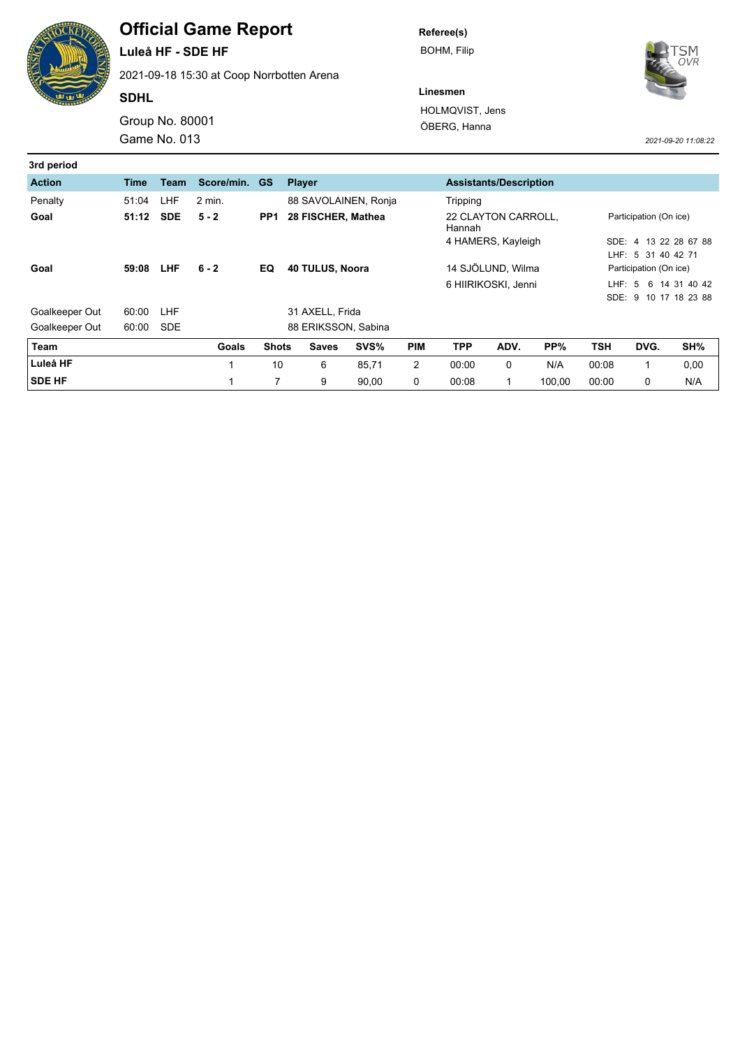# Official Game Report

**Luleå HF - SDE HF**

2021-09-18 15:30 at Coop Norrbotten Arena

**SDHL**

Group No. 80001

Game No. 013

**Referee(s)**

BOHM, Filip

**Linesmen**

HOLMQVIST, Jens

ÖBERG, Hanna

*2021-09-20 11:08:22*

**3rd period**

| Action | Time | Team | Score/min. | GS | Player | Assistants/Description | |
|---|---|---|---|---|---|---|---|
| Penalty | 51:04 | LHF | 2 min. | | 88 SAVOLAINEN, Ronja | Tripping | |
| **Goal** | **51:12** | **SDE** | **5 - 2** | **PP1** | **28 FISCHER, Mathea** | 22 CLAYTON CARROLL, Hannah | Participation (On ice) |
| | | | | | | 4 HAMERS, Kayleigh | SDE: 4 13 22 28 67 88 |
| | | | | | | | LHF: 5 31 40 42 71 |
| **Goal** | **59:08** | **LHF** | **6 - 2** | **EQ** | **40 TULUS, Noora** | 14 SJÖLUND, Wilma | Participation (On ice) |
| | | | | | | 6 HIIRIKOSKI, Jenni | LHF: 5 6 14 31 40 42 |
| | | | | | | | SDE: 9 10 17 18 23 88 |
| Goalkeeper Out | 60:00 | LHF | | | 31 AXELL, Frida | | |
| Goalkeeper Out | 60:00 | SDE | | | 88 ERIKSSON, Sabina | | |

| Team | Goals | Shots | Saves | SVS% | PIM | TPP | ADV. | PP% | TSH | DVG. | SH% |
|---|---|---|---|---|---|---|---|---|---|---|---|
| **Luleå HF** | 1 | 10 | 6 | 85,71 | 2 | 00:00 | 0 | N/A | 00:08 | 1 | 0,00 |
| **SDE HF** | 1 | 7 | 9 | 90,00 | 0 | 00:08 | 1 | 100,00 | 00:00 | 0 | N/A |